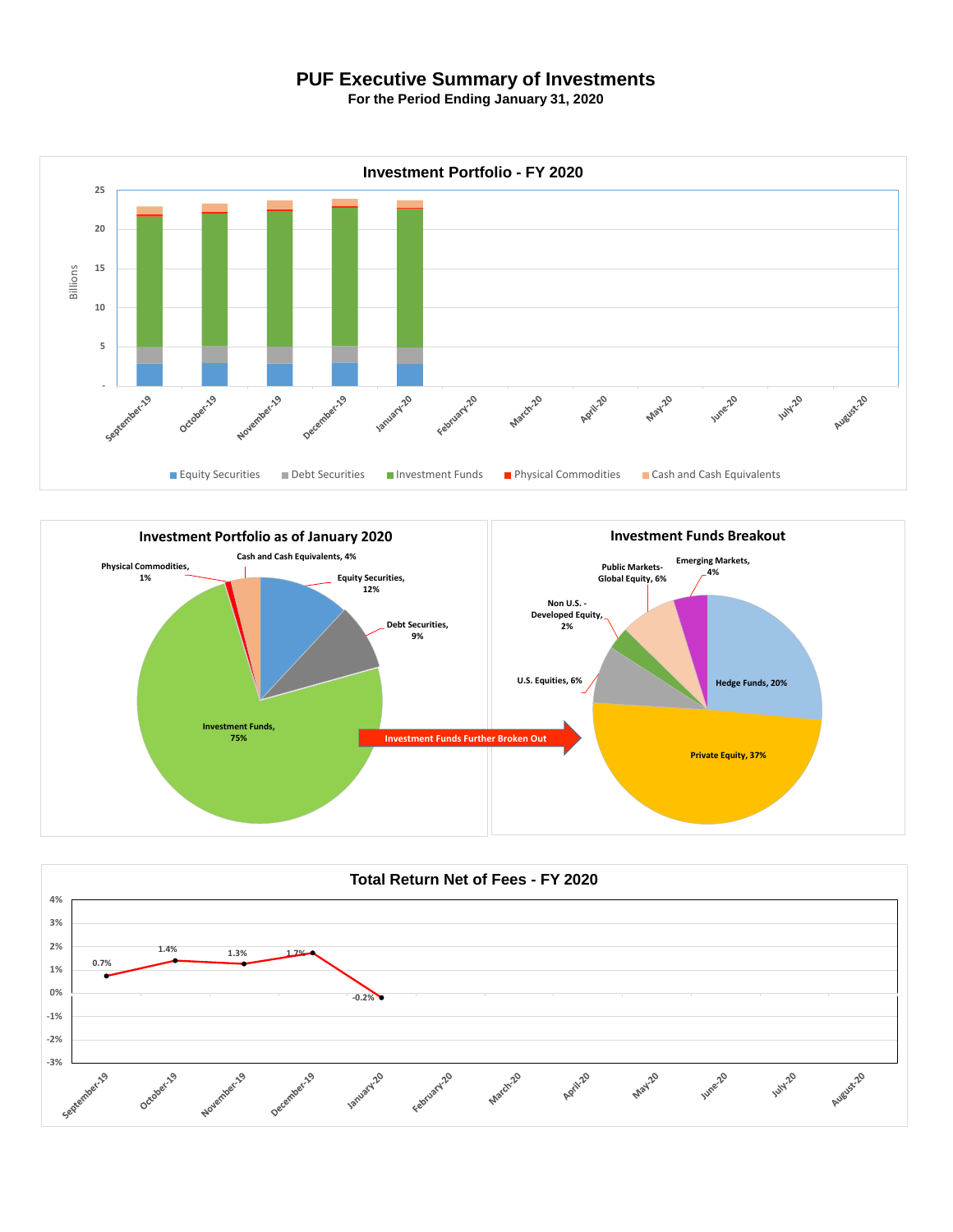# PUF Executive Summary of Investments

**For the Period Ending January 31, 2020**

## Investment Portfolio - FY 2020

Billions

25
20
15
10
5
-

September-19, October-19, November-19, December-19, January-20, February-20, March-20, April-20, May-20, June-20, July-20, August-20

Equity Securities | Debt Securities | Investment Funds | Physical Commodities | Cash and Cash Equivalents

## Investment Portfolio as of January 2020

| Category | Percentage |
|---|---|
| Cash and Cash Equivalents | 4% |
| Physical Commodities | 1% |
| Equity Securities | 12% |
| Debt Securities | 9% |
| Investment Funds | 75% |

Investment Funds Further Broken Out

## Investment Funds Breakout

| Category | Percentage |
|---|---|
| Emerging Markets | 4% |
| Public Markets-Global Equity | 6% |
| Non U.S. - Developed Equity | 2% |
| U.S. Equities | 6% |
| Hedge Funds | 20% |
| Private Equity | 37% |

## Total Return Net of Fees - FY 2020

| Month | Return |
|---|---|
| September-19 | 0.7% |
| October-19 | 1.4% |
| November-19 | 1.3% |
| December-19 | 1.7% |
| January-20 | -0.2% |
| February-20 | |
| March-20 | |
| April-20 | |
| May-20 | |
| June-20 | |
| July-20 | |
| August-20 | |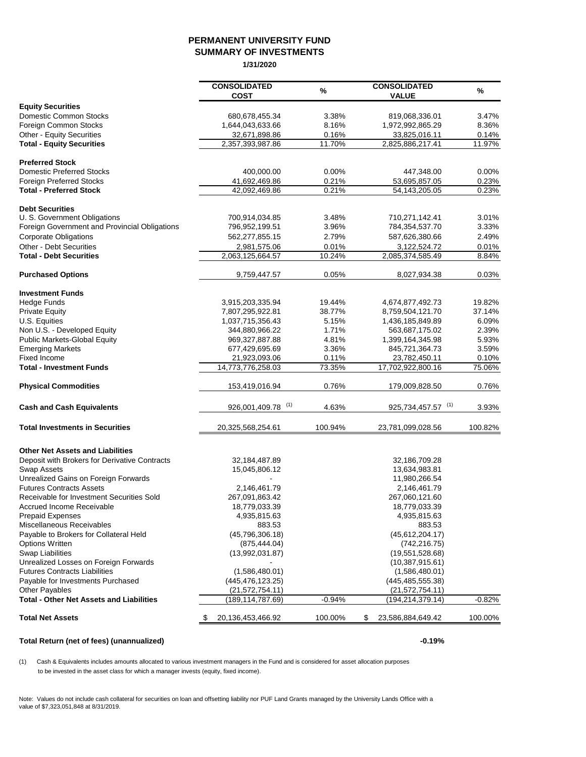# PERMANENT UNIVERSITY FUND
## SUMMARY OF INVESTMENTS
**1/31/2020**

| | CONSOLIDATED COST | % | CONSOLIDATED VALUE | % |
|---|---|---|---|---|
| **Equity Securities** | | | | |
| Domestic Common Stocks | 680,678,455.34 | 3.38% | 819,068,336.01 | 3.47% |
| Foreign Common Stocks | 1,644,043,633.66 | 8.16% | 1,972,992,865.29 | 8.36% |
| Other - Equity Securities | 32,671,898.86 | 0.16% | 33,825,016.11 | 0.14% |
| **Total - Equity Securities** | 2,357,393,987.86 | 11.70% | 2,825,886,217.41 | 11.97% |
| **Preferred Stock** | | | | |
| Domestic Preferred Stocks | 400,000.00 | 0.00% | 447,348.00 | 0.00% |
| Foreign Preferred Stocks | 41,692,469.86 | 0.21% | 53,695,857.05 | 0.23% |
| **Total - Preferred Stock** | 42,092,469.86 | 0.21% | 54,143,205.05 | 0.23% |
| **Debt Securities** | | | | |
| U. S. Government Obligations | 700,914,034.85 | 3.48% | 710,271,142.41 | 3.01% |
| Foreign Government and Provincial Obligations | 796,952,199.51 | 3.96% | 784,354,537.70 | 3.33% |
| Corporate Obligations | 562,277,855.15 | 2.79% | 587,626,380.66 | 2.49% |
| Other - Debt Securities | 2,981,575.06 | 0.01% | 3,122,524.72 | 0.01% |
| **Total - Debt Securities** | 2,063,125,664.57 | 10.24% | 2,085,374,585.49 | 8.84% |
| **Purchased Options** | 9,759,447.57 | 0.05% | 8,027,934.38 | 0.03% |
| **Investment Funds** | | | | |
| Hedge Funds | 3,915,203,335.94 | 19.44% | 4,674,877,492.73 | 19.82% |
| Private Equity | 7,807,295,922.81 | 38.77% | 8,759,504,121.70 | 37.14% |
| U.S. Equities | 1,037,715,356.43 | 5.15% | 1,436,185,849.89 | 6.09% |
| Non U.S. - Developed Equity | 344,880,966.22 | 1.71% | 563,687,175.02 | 2.39% |
| Public Markets-Global Equity | 969,327,887.88 | 4.81% | 1,399,164,345.98 | 5.93% |
| Emerging Markets | 677,429,695.69 | 3.36% | 845,721,364.73 | 3.59% |
| Fixed Income | 21,923,093.06 | 0.11% | 23,782,450.11 | 0.10% |
| **Total - Investment Funds** | 14,773,776,258.03 | 73.35% | 17,702,922,800.16 | 75.06% |
| **Physical Commodities** | 153,419,016.94 | 0.76% | 179,009,828.50 | 0.76% |
| **Cash and Cash Equivalents** | 926,001,409.78 (1) | 4.63% | 925,734,457.57 (1) | 3.93% |
| **Total Investments in Securities** | 20,325,568,254.61 | 100.94% | 23,781,099,028.56 | 100.82% |
| **Other Net Assets and Liabilities** | | | | |
| Deposit with Brokers for Derivative Contracts | 32,184,487.89 | | 32,186,709.28 | |
| Swap Assets | 15,045,806.12 | | 13,634,983.81 | |
| Unrealized Gains on Foreign Forwards | - | | 11,980,266.54 | |
| Futures Contracts Assets | 2,146,461.79 | | 2,146,461.79 | |
| Receivable for Investment Securities Sold | 267,091,863.42 | | 267,060,121.60 | |
| Accrued Income Receivable | 18,779,033.39 | | 18,779,033.39 | |
| Prepaid Expenses | 4,935,815.63 | | 4,935,815.63 | |
| Miscellaneous Receivables | 883.53 | | 883.53 | |
| Payable to Brokers for Collateral Held | (45,796,306.18) | | (45,612,204.17) | |
| Options Written | (875,444.04) | | (742,216.75) | |
| Swap Liabilities | (13,992,031.87) | | (19,551,528.68) | |
| Unrealized Losses on Foreign Forwards | - | | (10,387,915.61) | |
| Futures Contracts Liabilities | (1,586,480.01) | | (1,586,480.01) | |
| Payable for Investments Purchased | (445,476,123.25) | | (445,485,555.38) | |
| Other Payables | (21,572,754.11) | | (21,572,754.11) | |
| **Total - Other Net Assets and Liabilities** | (189,114,787.69) | -0.94% | (194,214,379.14) | -0.82% |
| **Total Net Assets** | $ 20,136,453,466.92 | 100.00% | $ 23,586,884,649.42 | 100.00% |
| **Total Return (net of fees) (unannualized)** | | | **-0.19%** | |

(1) Cash & Equivalents includes amounts allocated to various investment managers in the Fund and is considered for asset allocation purposes to be invested in the asset class for which a manager invests (equity, fixed income).

Note: Values do not include cash collateral for securities on loan and offsetting liability nor PUF Land Grants managed by the University Lands Office with a value of $7,323,051,848 at 8/31/2019.